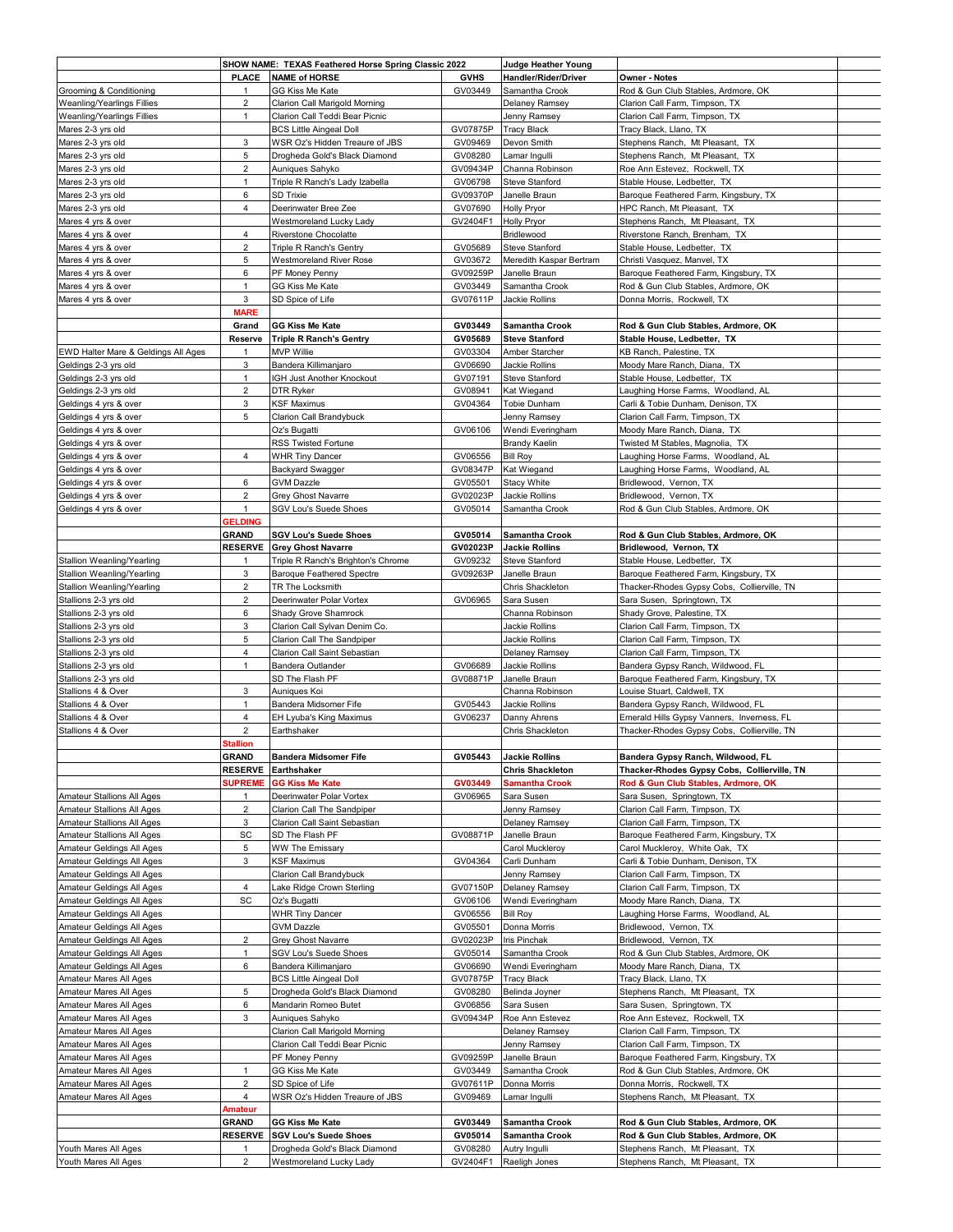| | SHOW NAME: TEXAS Feathered Horse Spring Classic 2022 | | | Judge Heather Young | |
|---|---|---|---|---|---|
| | PLACE | NAME of HORSE | GVHS | Handler/Rider/Driver | Owner - Notes |
| Grooming & Conditioning | 1 | GG Kiss Me Kate | GV03449 | Samantha Crook | Rod & Gun Club Stables, Ardmore, OK |
| Weanling/Yearlings Fillies | 2 | Clarion Call Marigold Morning | | Delaney Ramsey | Clarion Call Farm, Timpson, TX |
| Weanling/Yearlings Fillies | 1 | Clarion Call Teddi Bear Picnic | | Jenny Ramsey | Clarion Call Farm, Timpson, TX |
| Mares 2-3 yrs old | | BCS Little Aingeal Doll | GV07875P | Tracy Black | Tracy Black, Llano, TX |
| Mares 2-3 yrs old | 3 | WSR Oz's Hidden Treaure of JBS | GV09469 | Devon Smith | Stephens Ranch, Mt Pleasant, TX |
| Mares 2-3 yrs old | 5 | Drogheda Gold's Black Diamond | GV08280 | Lamar Ingulli | Stephens Ranch, Mt Pleasant, TX |
| Mares 2-3 yrs old | 2 | Auniques Sahyko | GV09434P | Channa Robinson | Roe Ann Estevez, Rockwell, TX |
| Mares 2-3 yrs old | 1 | Triple R Ranch's Lady Izabella | GV06798 | Steve Stanford | Stable House, Ledbetter, TX |
| Mares 2-3 yrs old | 6 | SD Trixie | GV09370P | Janelle Braun | Baroque Feathered Farm, Kingsbury, TX |
| Mares 2-3 yrs old | 4 | Deerinwater Bree Zee | GV07690 | Holly Pryor | HPC Ranch, Mt Pleasant, TX |
| Mares 4 yrs & over | | Westmoreland Lucky Lady | GV2404F1 | Holly Pryor | Stephens Ranch, Mt Pleasant, TX |
| Mares 4 yrs & over | 4 | Riverstone Chocolatte | | Bridlewood | Riverstone Ranch, Brenham, TX |
| Mares 4 yrs & over | 2 | Triple R Ranch's Gentry | GV05689 | Steve Stanford | Stable House, Ledbetter, TX |
| Mares 4 yrs & over | 5 | Westmoreland River Rose | GV03672 | Meredith Kaspar Bertram | Christi Vasquez, Manvel, TX |
| Mares 4 yrs & over | 6 | PF Money Penny | GV09259P | Janelle Braun | Baroque Feathered Farm, Kingsbury, TX |
| Mares 4 yrs & over | 1 | GG Kiss Me Kate | GV03449 | Samantha Crook | Rod & Gun Club Stables, Ardmore, OK |
| Mares 4 yrs & over | 3 | SD Spice of Life | GV07611P | Jackie Rollins | Donna Morris, Rockwell, TX |
| | **MARE** | | | | |
| | **Grand** | **GG Kiss Me Kate** | **GV03449** | **Samantha Crook** | **Rod & Gun Club Stables, Ardmore, OK** |
| | **Reserve** | **Triple R Ranch's Gentry** | **GV05689** | **Steve Stanford** | **Stable House, Ledbetter, TX** |
| EWD Halter Mare & Geldings All Ages | 1 | MVP Willie | GV03304 | Amber Starcher | KB Ranch, Palestine, TX |
| Geldings 2-3 yrs old | 3 | Bandera Killimanjaro | GV06690 | Jackie Rollins | Moody Mare Ranch, Diana, TX |
| Geldings 2-3 yrs old | 1 | IGH Just Another Knockout | GV07191 | Steve Stanford | Stable House, Ledbetter, TX |
| Geldings 2-3 yrs old | 2 | DTR Ryker | GV08941 | Kat Wiegand | Laughing Horse Farms, Woodland, AL |
| Geldings 4 yrs & over | 3 | KSF Maximus | GV04364 | Tobie Dunham | Carli & Tobie Dunham, Denison, TX |
| Geldings 4 yrs & over | 5 | Clarion Call Brandybuck | | Jenny Ramsey | Clarion Call Farm, Timpson, TX |
| Geldings 4 yrs & over | | Oz's Bugatti | GV06106 | Wendi Everingham | Moody Mare Ranch, Diana, TX |
| Geldings 4 yrs & over | | RSS Twisted Fortune | | Brandy Kaelin | Twisted M Stables, Magnolia, TX |
| Geldings 4 yrs & over | 4 | WHR Tiny Dancer | GV06556 | Bill Roy | Laughing Horse Farms, Woodland, AL |
| Geldings 4 yrs & over | | Backyard Swagger | GV08347P | Kat Wiegand | Laughing Horse Farms, Woodland, AL |
| Geldings 4 yrs & over | 6 | GVM Dazzle | GV05501 | Stacy White | Bridlewood, Vernon, TX |
| Geldings 4 yrs & over | 2 | Grey Ghost Navarre | GV02023P | Jackie Rollins | Bridlewood, Vernon, TX |
| Geldings 4 yrs & over | 1 | SGV Lou's Suede Shoes | GV05014 | Samantha Crook | Rod & Gun Club Stables, Ardmore, OK |
| | **GELDING** | | | | |
| | **GRAND** | **SGV Lou's Suede Shoes** | **GV05014** | **Samantha Crook** | **Rod & Gun Club Stables, Ardmore, OK** |
| | **RESERVE** | **Grey Ghost Navarre** | **GV02023P** | **Jackie Rollins** | **Bridlewood, Vernon, TX** |
| Stallion Weanling/Yearling | 1 | Triple R Ranch's Brighton's Chrome | GV09232 | Steve Stanford | Stable House, Ledbetter, TX |
| Stallion Weanling/Yearling | 3 | Baroque Feathered Spectre | GV09263P | Janelle Braun | Baroque Feathered Farm, Kingsbury, TX |
| Stallion Weanling/Yearling | 2 | TR The Locksmith | | Chris Shackleton | Thacker-Rhodes Gypsy Cobs, Collierville, TN |
| Stallions 2-3 yrs old | 2 | Deerinwater Polar Vortex | GV06965 | Sara Susen | Sara Susen, Springtown, TX |
| Stallions 2-3 yrs old | 6 | Shady Grove Shamrock | | Channa Robinson | Shady Grove, Palestine, TX |
| Stallions 2-3 yrs old | 3 | Clarion Call Sylvan Denim Co. | | Jackie Rollins | Clarion Call Farm, Timpson, TX |
| Stallions 2-3 yrs old | 5 | Clarion Call The Sandpiper | | Jackie Rollins | Clarion Call Farm, Timpson, TX |
| Stallions 2-3 yrs old | 4 | Clarion Call Saint Sebastian | | Delaney Ramsey | Clarion Call Farm, Timpson, TX |
| Stallions 2-3 yrs old | 1 | Bandera Outlander | GV06689 | Jackie Rollins | Bandera Gypsy Ranch, Wildwood, FL |
| Stallions 2-3 yrs old | | SD The Flash PF | GV08871P | Janelle Braun | Baroque Feathered Farm, Kingsbury, TX |
| Stallions 4 & Over | 3 | Auniques Koi | | Channa Robinson | Louise Stuart, Caldwell, TX |
| Stallions 4 & Over | 1 | Bandera Midsomer Fife | GV05443 | Jackie Rollins | Bandera Gypsy Ranch, Wildwood, FL |
| Stallions 4 & Over | 4 | EH Lyuba's King Maximus | GV06237 | Danny Ahrens | Emerald Hills Gypsy Vanners, Inverness, FL |
| Stallions 4 & Over | 2 | Earthshaker | | Chris Shackleton | Thacker-Rhodes Gypsy Cobs, Collierville, TN |
| | **Stallion** | | | | |
| | **GRAND** | **Bandera Midsomer Fife** | **GV05443** | **Jackie Rollins** | **Bandera Gypsy Ranch, Wildwood, FL** |
| | **RESERVE** | **Earthshaker** | | **Chris Shackleton** | **Thacker-Rhodes Gypsy Cobs, Collierville, TN** |
| | **SUPREME** | **GG Kiss Me Kate** | **GV03449** | **Samantha Crook** | **Rod & Gun Club Stables, Ardmore, OK** |
| Amateur Stallions All Ages | 1 | Deerinwater Polar Vortex | GV06965 | Sara Susen | Sara Susen, Springtown, TX |
| Amateur Stallions All Ages | 2 | Clarion Call The Sandpiper | | Jenny Ramsey | Clarion Call Farm, Timpson, TX |
| Amateur Stallions All Ages | 3 | Clarion Call Saint Sebastian | | Delaney Ramsey | Clarion Call Farm, Timpson, TX |
| Amateur Stallions All Ages | SC | SD The Flash PF | GV08871P | Janelle Braun | Baroque Feathered Farm, Kingsbury, TX |
| Amateur Geldings All Ages | 5 | WW The Emissary | | Carol Muckleroy | Carol Muckleroy, White Oak, TX |
| Amateur Geldings All Ages | 3 | KSF Maximus | GV04364 | Carli Dunham | Carli & Tobie Dunham, Denison, TX |
| Amateur Geldings All Ages | | Clarion Call Brandybuck | | Jenny Ramsey | Clarion Call Farm, Timpson, TX |
| Amateur Geldings All Ages | 4 | Lake Ridge Crown Sterling | GV07150P | Delaney Ramsey | Clarion Call Farm, Timpson, TX |
| Amateur Geldings All Ages | SC | Oz's Bugatti | GV06106 | Wendi Everingham | Moody Mare Ranch, Diana, TX |
| Amateur Geldings All Ages | | WHR Tiny Dancer | GV06556 | Bill Roy | Laughing Horse Farms, Woodland, AL |
| Amateur Geldings All Ages | | GVM Dazzle | GV05501 | Donna Morris | Bridlewood, Vernon, TX |
| Amateur Geldings All Ages | 2 | Grey Ghost Navarre | GV02023P | Iris Pinchak | Bridlewood, Vernon, TX |
| Amateur Geldings All Ages | 1 | SGV Lou's Suede Shoes | GV05014 | Samantha Crook | Rod & Gun Club Stables, Ardmore, OK |
| Amateur Geldings All Ages | 6 | Bandera Killimanjaro | GV06690 | Wendi Everingham | Moody Mare Ranch, Diana, TX |
| Amateur Mares All Ages | | BCS Little Aingeal Doll | GV07875P | Tracy Black | Tracy Black, Llano, TX |
| Amateur Mares All Ages | 5 | Drogheda Gold's Black Diamond | GV08280 | Belinda Joyner | Stephens Ranch, Mt Pleasant, TX |
| Amateur Mares All Ages | 6 | Mandarin Romeo Butet | GV06856 | Sara Susen | Sara Susen, Springtown, TX |
| Amateur Mares All Ages | 3 | Auniques Sahyko | GV09434P | Roe Ann Estevez | Roe Ann Estevez, Rockwell, TX |
| Amateur Mares All Ages | | Clarion Call Marigold Morning | | Delaney Ramsey | Clarion Call Farm, Timpson, TX |
| Amateur Mares All Ages | | Clarion Call Teddi Bear Picnic | | Jenny Ramsey | Clarion Call Farm, Timpson, TX |
| Amateur Mares All Ages | | PF Money Penny | GV09259P | Janelle Braun | Baroque Feathered Farm, Kingsbury, TX |
| Amateur Mares All Ages | 1 | GG Kiss Me Kate | GV03449 | Samantha Crook | Rod & Gun Club Stables, Ardmore, OK |
| Amateur Mares All Ages | 2 | SD Spice of Life | GV07611P | Donna Morris | Donna Morris, Rockwell, TX |
| Amateur Mares All Ages | 4 | WSR Oz's Hidden Treaure of JBS | GV09469 | Lamar Ingulli | Stephens Ranch, Mt Pleasant, TX |
| | **Amateur** | | | | |
| | **GRAND** | **GG Kiss Me Kate** | **GV03449** | **Samantha Crook** | **Rod & Gun Club Stables, Ardmore, OK** |
| | **RESERVE** | **SGV Lou's Suede Shoes** | **GV05014** | **Samantha Crook** | **Rod & Gun Club Stables, Ardmore, OK** |
| Youth Mares All Ages | 1 | Drogheda Gold's Black Diamond | GV08280 | Autry Ingulli | Stephens Ranch, Mt Pleasant, TX |
| Youth Mares All Ages | 2 | Westmoreland Lucky Lady | GV2404F1 | Raeligh Jones | Stephens Ranch, Mt Pleasant, TX |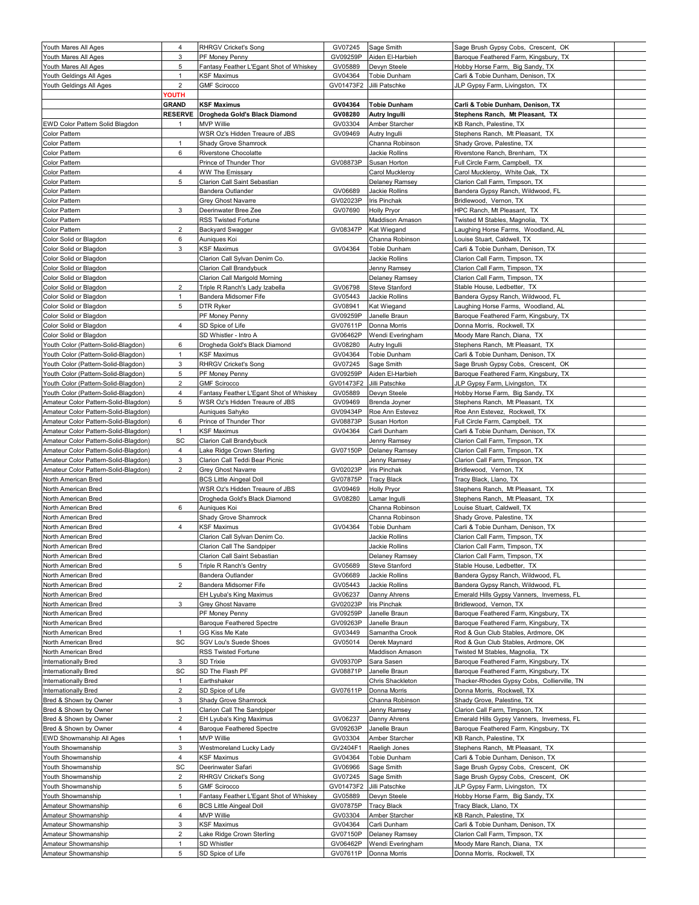| | | | | | | |
|---|---|---|---|---|---|---|
| Youth Mares All Ages | 4 | RHRGV Cricket's Song | GV07245 | Sage Smith | Sage Brush Gypsy Cobs, Crescent, OK | |
| Youth Mares All Ages | 3 | PF Money Penny | GV09259P | Aiden El-Harbieh | Baroque Feathered Farm, Kingsbury, TX | |
| Youth Mares All Ages | 5 | Fantasy Feather L'Egant Shot of Whiskey | GV05889 | Devyn Steele | Hobby Horse Farm, Big Sandy, TX | |
| Youth Geldings All Ages | 1 | KSF Maximus | GV04364 | Tobie Dunham | Carli & Tobie Dunham, Denison, TX | |
| Youth Geldings All Ages | 2 | GMF Scirocco | GV01473F2 | Jilli Patschke | JLP Gypsy Farm, Livingston, TX | |
| | **YOUTH** | | | | | |
| | **GRAND** | **KSF Maximus** | **GV04364** | **Tobie Dunham** | **Carli & Tobie Dunham, Denison, TX** | |
| | **RESERVE** | **Drogheda Gold's Black Diamond** | **GV08280** | **Autry Ingulli** | **Stephens Ranch, Mt Pleasant, TX** | |
| EWD Color Pattern Solid Blagdon | 1 | MVP Willie | GV03304 | Amber Starcher | KB Ranch, Palestine, TX | |
| Color Pattern | | WSR Oz's Hidden Treaure of JBS | GV09469 | Autry Ingulli | Stephens Ranch, Mt Pleasant, TX | |
| Color Pattern | 1 | Shady Grove Shamrock | | Channa Robinson | Shady Grove, Palestine, TX | |
| Color Pattern | 6 | Riverstone Chocolatte | | Jackie Rollins | Riverstone Ranch, Brenham, TX | |
| Color Pattern | | Prince of Thunder Thor | GV08873P | Susan Horton | Full Circle Farm, Campbell, TX | |
| Color Pattern | 4 | WW The Emissary | | Carol Muckleroy | Carol Muckleroy, White Oak, TX | |
| Color Pattern | 5 | Clarion Call Saint Sebastian | | Delaney Ramsey | Clarion Call Farm, Timpson, TX | |
| Color Pattern | | Bandera Outlander | GV06689 | Jackie Rollins | Bandera Gypsy Ranch, Wildwood, FL | |
| Color Pattern | | Grey Ghost Navarre | GV02023P | Iris Pinchak | Bridlewood, Vernon, TX | |
| Color Pattern | 3 | Deerinwater Bree Zee | GV07690 | Holly Pryor | HPC Ranch, Mt Pleasant, TX | |
| Color Pattern | | RSS Twisted Fortune | | Maddison Amason | Twisted M Stables, Magnolia, TX | |
| Color Pattern | 2 | Backyard Swagger | GV08347P | Kat Wiegand | Laughing Horse Farms, Woodland, AL | |
| Color Solid or Blagdon | 6 | Auniques Koi | | Channa Robinson | Louise Stuart, Caldwell, TX | |
| Color Solid or Blagdon | 3 | KSF Maximus | GV04364 | Tobie Dunham | Carli & Tobie Dunham, Denison, TX | |
| Color Solid or Blagdon | | Clarion Call Sylvan Denim Co. | | Jackie Rollins | Clarion Call Farm, Timpson, TX | |
| Color Solid or Blagdon | | Clarion Call Brandybuck | | Jenny Ramsey | Clarion Call Farm, Timpson, TX | |
| Color Solid or Blagdon | | Clarion Call Marigold Morning | | Delaney Ramsey | Clarion Call Farm, Timpson, TX | |
| Color Solid or Blagdon | 2 | Triple R Ranch's Lady Izabella | GV06798 | Steve Stanford | Stable House, Ledbetter, TX | |
| Color Solid or Blagdon | 1 | Bandera Midsomer Fife | GV05443 | Jackie Rollins | Bandera Gypsy Ranch, Wildwood, FL | |
| Color Solid or Blagdon | 5 | DTR Ryker | GV08941 | Kat Wiegand | Laughing Horse Farms, Woodland, AL | |
| Color Solid or Blagdon | | PF Money Penny | GV09259P | Janelle Braun | Baroque Feathered Farm, Kingsbury, TX | |
| Color Solid or Blagdon | 4 | SD Spice of Life | GV07611P | Donna Morris | Donna Morris, Rockwell, TX | |
| Color Solid or Blagdon | | SD Whistler - Intro A | GV06462P | Wendi Everingham | Moody Mare Ranch, Diana, TX | |
| Youth Color (Pattern-Solid-Blagdon) | 6 | Drogheda Gold's Black Diamond | GV08280 | Autry Ingulli | Stephens Ranch, Mt Pleasant, TX | |
| Youth Color (Pattern-Solid-Blagdon) | 1 | KSF Maximus | GV04364 | Tobie Dunham | Carli & Tobie Dunham, Denison, TX | |
| Youth Color (Pattern-Solid-Blagdon) | 3 | RHRGV Cricket's Song | GV07245 | Sage Smith | Sage Brush Gypsy Cobs, Crescent, OK | |
| Youth Color (Pattern-Solid-Blagdon) | 5 | PF Money Penny | GV09259P | Aiden El-Harbieh | Baroque Feathered Farm, Kingsbury, TX | |
| Youth Color (Pattern-Solid-Blagdon) | 2 | GMF Scirocco | GV01473F2 | Jilli Patschke | JLP Gypsy Farm, Livingston, TX | |
| Youth Color (Pattern-Solid-Blagdon) | 4 | Fantasy Feather L'Egant Shot of Whiskey | GV05889 | Devyn Steele | Hobby Horse Farm, Big Sandy, TX | |
| Amateur Color Pattern-Solid-Blagdon) | 5 | WSR Oz's Hidden Treaure of JBS | GV09469 | Brenda Joyner | Stephens Ranch, Mt Pleasant, TX | |
| Amateur Color Pattern-Solid-Blagdon) | | Auniques Sahyko | GV09434P | Roe Ann Estevez | Roe Ann Estevez, Rockwell, TX | |
| Amateur Color Pattern-Solid-Blagdon) | 6 | Prince of Thunder Thor | GV08873P | Susan Horton | Full Circle Farm, Campbell, TX | |
| Amateur Color Pattern-Solid-Blagdon) | 1 | KSF Maximus | GV04364 | Carli Dunham | Carli & Tobie Dunham, Denison, TX | |
| Amateur Color Pattern-Solid-Blagdon) | SC | Clarion Call Brandybuck | | Jenny Ramsey | Clarion Call Farm, Timpson, TX | |
| Amateur Color Pattern-Solid-Blagdon) | 4 | Lake Ridge Crown Sterling | GV07150P | Delaney Ramsey | Clarion Call Farm, Timpson, TX | |
| Amateur Color Pattern-Solid-Blagdon) | 3 | Clarion Call Teddi Bear Picnic | | Jenny Ramsey | Clarion Call Farm, Timpson, TX | |
| Amateur Color Pattern-Solid-Blagdon) | 2 | Grey Ghost Navarre | GV02023P | Iris Pinchak | Bridlewood, Vernon, TX | |
| North American Bred | | BCS Little Aingeal Doll | GV07875P | Tracy Black | Tracy Black, Llano, TX | |
| North American Bred | | WSR Oz's Hidden Treaure of JBS | GV09469 | Holly Pryor | Stephens Ranch, Mt Pleasant, TX | |
| North American Bred | | Drogheda Gold's Black Diamond | GV08280 | Lamar Ingulli | Stephens Ranch, Mt Pleasant, TX | |
| North American Bred | 6 | Auniques Koi | | Channa Robinson | Louise Stuart, Caldwell, TX | |
| North American Bred | | Shady Grove Shamrock | | Channa Robinson | Shady Grove, Palestine, TX | |
| North American Bred | 4 | KSF Maximus | GV04364 | Tobie Dunham | Carli & Tobie Dunham, Denison, TX | |
| North American Bred | | Clarion Call Sylvan Denim Co. | | Jackie Rollins | Clarion Call Farm, Timpson, TX | |
| North American Bred | | Clarion Call The Sandpiper | | Jackie Rollins | Clarion Call Farm, Timpson, TX | |
| North American Bred | | Clarion Call Saint Sebastian | | Delaney Ramsey | Clarion Call Farm, Timpson, TX | |
| North American Bred | 5 | Triple R Ranch's Gentry | GV05689 | Steve Stanford | Stable House, Ledbetter, TX | |
| North American Bred | | Bandera Outlander | GV06689 | Jackie Rollins | Bandera Gypsy Ranch, Wildwood, FL | |
| North American Bred | 2 | Bandera Midsomer Fife | GV05443 | Jackie Rollins | Bandera Gypsy Ranch, Wildwood, FL | |
| North American Bred | | EH Lyuba's King Maximus | GV06237 | Danny Ahrens | Emerald Hills Gypsy Vanners, Inverness, FL | |
| North American Bred | 3 | Grey Ghost Navarre | GV02023P | Iris Pinchak | Bridlewood, Vernon, TX | |
| North American Bred | | PF Money Penny | GV09259P | Janelle Braun | Baroque Feathered Farm, Kingsbury, TX | |
| North American Bred | | Baroque Feathered Spectre | GV09263P | Janelle Braun | Baroque Feathered Farm, Kingsbury, TX | |
| North American Bred | 1 | GG Kiss Me Kate | GV03449 | Samantha Crook | Rod & Gun Club Stables, Ardmore, OK | |
| North American Bred | SC | SGV Lou's Suede Shoes | GV05014 | Derek Maynard | Rod & Gun Club Stables, Ardmore, OK | |
| North American Bred | | RSS Twisted Fortune | | Maddison Amason | Twisted M Stables, Magnolia, TX | |
| Internationally Bred | 3 | SD Trixie | GV09370P | Sara Sasen | Baroque Feathered Farm, Kingsbury, TX | |
| Internationally Bred | SC | SD The Flash PF | GV08871P | Janelle Braun | Baroque Feathered Farm, Kingsbury, TX | |
| Internationally Bred | 1 | Earthshaker | | Chris Shackleton | Thacker-Rhodes Gypsy Cobs, Collierville, TN | |
| Internationally Bred | 2 | SD Spice of Life | GV07611P | Donna Morris | Donna Morris, Rockwell, TX | |
| Bred & Shown by Owner | 3 | Shady Grove Shamrock | | Channa Robinson | Shady Grove, Palestine, TX | |
| Bred & Shown by Owner | 1 | Clarion Call The Sandpiper | | Jenny Ramsey | Clarion Call Farm, Timpson, TX | |
| Bred & Shown by Owner | 2 | EH Lyuba's King Maximus | GV06237 | Danny Ahrens | Emerald Hills Gypsy Vanners, Inverness, FL | |
| Bred & Shown by Owner | 4 | Baroque Feathered Spectre | GV09263P | Janelle Braun | Baroque Feathered Farm, Kingsbury, TX | |
| EWD Showmanship All Ages | 1 | MVP Willie | GV03304 | Amber Starcher | KB Ranch, Palestine, TX | |
| Youth Showmanship | 3 | Westmoreland Lucky Lady | GV2404F1 | Raeligh Jones | Stephens Ranch, Mt Pleasant, TX | |
| Youth Showmanship | 4 | KSF Maximus | GV04364 | Tobie Dunham | Carli & Tobie Dunham, Denison, TX | |
| Youth Showmanship | SC | Deerinwater Safari | GV06966 | Sage Smith | Sage Brush Gypsy Cobs, Crescent, OK | |
| Youth Showmanship | 2 | RHRGV Cricket's Song | GV07245 | Sage Smith | Sage Brush Gypsy Cobs, Crescent, OK | |
| Youth Showmanship | 5 | GMF Scirocco | GV01473F2 | Jilli Patschke | JLP Gypsy Farm, Livingston, TX | |
| Youth Showmanship | 1 | Fantasy Feather L'Egant Shot of Whiskey | GV05889 | Devyn Steele | Hobby Horse Farm, Big Sandy, TX | |
| Amateur Showmanship | 6 | BCS Little Aingeal Doll | GV07875P | Tracy Black | Tracy Black, Llano, TX | |
| Amateur Showmanship | 4 | MVP Willie | GV03304 | Amber Starcher | KB Ranch, Palestine, TX | |
| Amateur Showmanship | 3 | KSF Maximus | GV04364 | Carli Dunham | Carli & Tobie Dunham, Denison, TX | |
| Amateur Showmanship | 2 | Lake Ridge Crown Sterling | GV07150P | Delaney Ramsey | Clarion Call Farm, Timpson, TX | |
| Amateur Showmanship | 1 | SD Whistler | GV06462P | Wendi Everingham | Moody Mare Ranch, Diana, TX | |
| Amateur Showmanship | 5 | SD Spice of Life | GV07611P | Donna Morris | Donna Morris, Rockwell, TX | |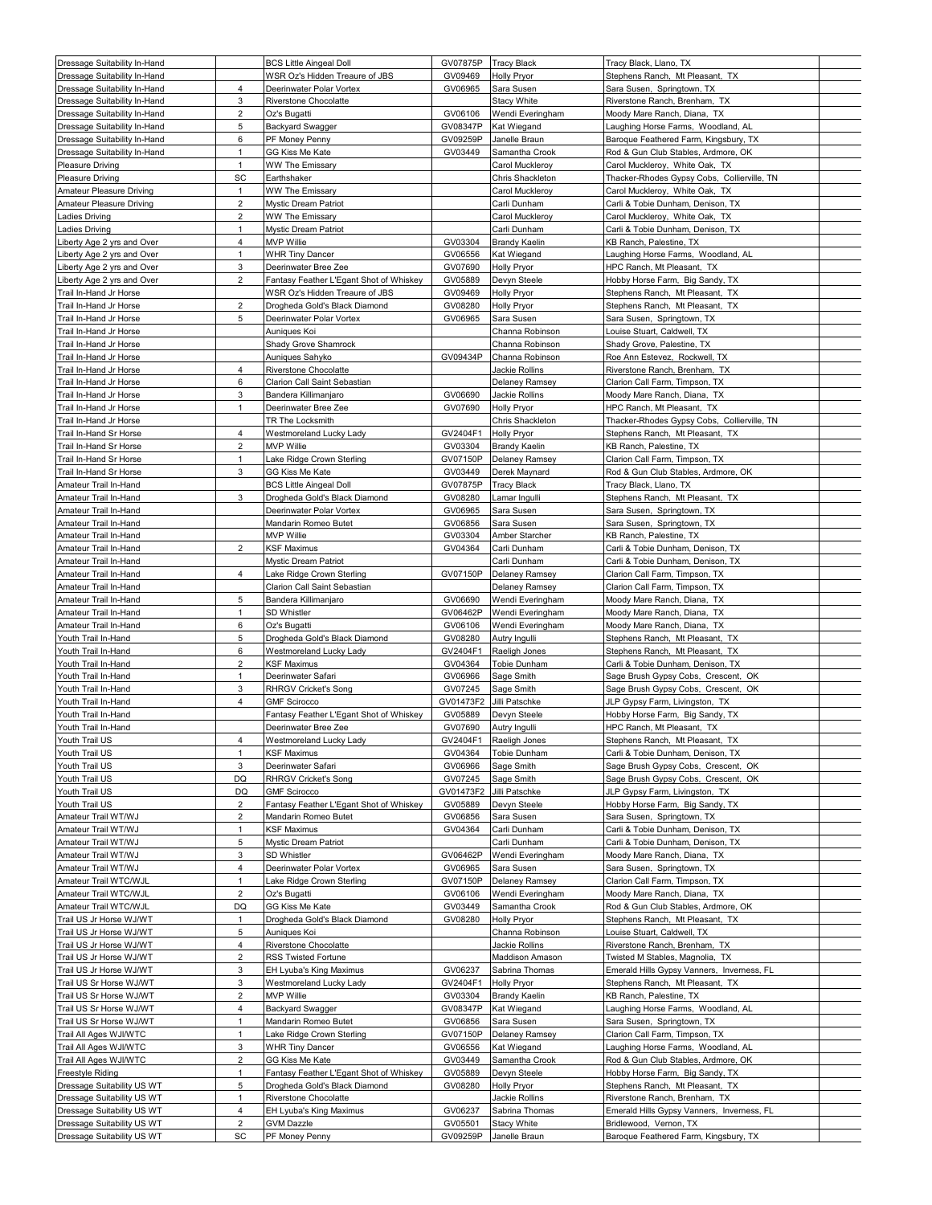| | | | | | | |
|---|---|---|---|---|---|---|
| Dressage Suitability In-Hand | | BCS Little Aingeal Doll | GV07875P | Tracy Black | Tracy Black, Llano, TX | |
| Dressage Suitability In-Hand | | WSR Oz's Hidden Treaure of JBS | GV09469 | Holly Pryor | Stephens Ranch, Mt Pleasant, TX | |
| Dressage Suitability In-Hand | 4 | Deerinwater Polar Vortex | GV06965 | Sara Susen | Sara Susen, Springtown, TX | |
| Dressage Suitability In-Hand | 3 | Riverstone Chocolatte | | Stacy White | Riverstone Ranch, Brenham, TX | |
| Dressage Suitability In-Hand | 2 | Oz's Bugatti | GV06106 | Wendi Everingham | Moody Mare Ranch, Diana, TX | |
| Dressage Suitability In-Hand | 5 | Backyard Swagger | GV08347P | Kat Wiegand | Laughing Horse Farms, Woodland, AL | |
| Dressage Suitability In-Hand | 6 | PF Money Penny | GV09259P | Janelle Braun | Baroque Feathered Farm, Kingsbury, TX | |
| Dressage Suitability In-Hand | 1 | GG Kiss Me Kate | GV03449 | Samantha Crook | Rod & Gun Club Stables, Ardmore, OK | |
| Pleasure Driving | 1 | WW The Emissary | | Carol Muckleroy | Carol Muckleroy, White Oak, TX | |
| Pleasure Driving | SC | Earthshaker | | Chris Shackleton | Thacker-Rhodes Gypsy Cobs, Collierville, TN | |
| Amateur Pleasure Driving | 1 | WW The Emissary | | Carol Muckleroy | Carol Muckleroy, White Oak, TX | |
| Amateur Pleasure Driving | 2 | Mystic Dream Patriot | | Carli Dunham | Carli & Tobie Dunham, Denison, TX | |
| Ladies Driving | 2 | WW The Emissary | | Carol Muckleroy | Carol Muckleroy, White Oak, TX | |
| Ladies Driving | 1 | Mystic Dream Patriot | | Carli Dunham | Carli & Tobie Dunham, Denison, TX | |
| Liberty Age 2 yrs and Over | 4 | MVP Willie | GV03304 | Brandy Kaelin | KB Ranch, Palestine, TX | |
| Liberty Age 2 yrs and Over | 1 | WHR Tiny Dancer | GV06556 | Kat Wiegand | Laughing Horse Farms, Woodland, AL | |
| Liberty Age 2 yrs and Over | 3 | Deerinwater Bree Zee | GV07690 | Holly Pryor | HPC Ranch, Mt Pleasant, TX | |
| Liberty Age 2 yrs and Over | 2 | Fantasy Feather L'Egant Shot of Whiskey | GV05889 | Devyn Steele | Hobby Horse Farm, Big Sandy, TX | |
| Trail In-Hand Jr Horse | | WSR Oz's Hidden Treaure of JBS | GV09469 | Holly Pryor | Stephens Ranch, Mt Pleasant, TX | |
| Trail In-Hand Jr Horse | 2 | Drogheda Gold's Black Diamond | GV08280 | Holly Pryor | Stephens Ranch, Mt Pleasant, TX | |
| Trail In-Hand Jr Horse | 5 | Deerinwater Polar Vortex | GV06965 | Sara Susen | Sara Susen, Springtown, TX | |
| Trail In-Hand Jr Horse | | Auniques Koi | | Channa Robinson | Louise Stuart, Caldwell, TX | |
| Trail In-Hand Jr Horse | | Shady Grove Shamrock | | Channa Robinson | Shady Grove, Palestine, TX | |
| Trail In-Hand Jr Horse | | Auniques Sahyko | GV09434P | Channa Robinson | Roe Ann Estevez, Rockwell, TX | |
| Trail In-Hand Jr Horse | 4 | Riverstone Chocolatte | | Jackie Rollins | Riverstone Ranch, Brenham, TX | |
| Trail In-Hand Jr Horse | 6 | Clarion Call Saint Sebastian | | Delaney Ramsey | Clarion Call Farm, Timpson, TX | |
| Trail In-Hand Jr Horse | 3 | Bandera Killimanjaro | GV06690 | Jackie Rollins | Moody Mare Ranch, Diana, TX | |
| Trail In-Hand Jr Horse | 1 | Deerinwater Bree Zee | GV07690 | Holly Pryor | HPC Ranch, Mt Pleasant, TX | |
| Trail In-Hand Jr Horse | | TR The Locksmith | | Chris Shackleton | Thacker-Rhodes Gypsy Cobs, Collierville, TN | |
| Trail In-Hand Sr Horse | 4 | Westmoreland Lucky Lady | GV2404F1 | Holly Pryor | Stephens Ranch, Mt Pleasant, TX | |
| Trail In-Hand Sr Horse | 2 | MVP Willie | GV03304 | Brandy Kaelin | KB Ranch, Palestine, TX | |
| Trail In-Hand Sr Horse | 1 | Lake Ridge Crown Sterling | GV07150P | Delaney Ramsey | Clarion Call Farm, Timpson, TX | |
| Trail In-Hand Sr Horse | 3 | GG Kiss Me Kate | GV03449 | Derek Maynard | Rod & Gun Club Stables, Ardmore, OK | |
| Amateur Trail In-Hand | | BCS Little Aingeal Doll | GV07875P | Tracy Black | Tracy Black, Llano, TX | |
| Amateur Trail In-Hand | 3 | Drogheda Gold's Black Diamond | GV08280 | Lamar Ingulli | Stephens Ranch, Mt Pleasant, TX | |
| Amateur Trail In-Hand | | Deerinwater Polar Vortex | GV06965 | Sara Susen | Sara Susen, Springtown, TX | |
| Amateur Trail In-Hand | | Mandarin Romeo Butet | GV06856 | Sara Susen | Sara Susen, Springtown, TX | |
| Amateur Trail In-Hand | | MVP Willie | GV03304 | Amber Starcher | KB Ranch, Palestine, TX | |
| Amateur Trail In-Hand | 2 | KSF Maximus | GV04364 | Carli Dunham | Carli & Tobie Dunham, Denison, TX | |
| Amateur Trail In-Hand | | Mystic Dream Patriot | | Carli Dunham | Carli & Tobie Dunham, Denison, TX | |
| Amateur Trail In-Hand | 4 | Lake Ridge Crown Sterling | GV07150P | Delaney Ramsey | Clarion Call Farm, Timpson, TX | |
| Amateur Trail In-Hand | | Clarion Call Saint Sebastian | | Delaney Ramsey | Clarion Call Farm, Timpson, TX | |
| Amateur Trail In-Hand | 5 | Bandera Killimanjaro | GV06690 | Wendi Everingham | Moody Mare Ranch, Diana, TX | |
| Amateur Trail In-Hand | 1 | SD Whistler | GV06462P | Wendi Everingham | Moody Mare Ranch, Diana, TX | |
| Amateur Trail In-Hand | 6 | Oz's Bugatti | GV06106 | Wendi Everingham | Moody Mare Ranch, Diana, TX | |
| Youth Trail In-Hand | 5 | Drogheda Gold's Black Diamond | GV08280 | Autry Ingulli | Stephens Ranch, Mt Pleasant, TX | |
| Youth Trail In-Hand | 6 | Westmoreland Lucky Lady | GV2404F1 | Raeligh Jones | Stephens Ranch, Mt Pleasant, TX | |
| Youth Trail In-Hand | 2 | KSF Maximus | GV04364 | Tobie Dunham | Carli & Tobie Dunham, Denison, TX | |
| Youth Trail In-Hand | 1 | Deerinwater Safari | GV06966 | Sage Smith | Sage Brush Gypsy Cobs, Crescent, OK | |
| Youth Trail In-Hand | 3 | RHRGV Cricket's Song | GV07245 | Sage Smith | Sage Brush Gypsy Cobs, Crescent, OK | |
| Youth Trail In-Hand | 4 | GMF Scirocco | GV01473F2 | Jilli Patschke | JLP Gypsy Farm, Livingston, TX | |
| Youth Trail In-Hand | | Fantasy Feather L'Egant Shot of Whiskey | GV05889 | Devyn Steele | Hobby Horse Farm, Big Sandy, TX | |
| Youth Trail In-Hand | | Deerinwater Bree Zee | GV07690 | Autry Ingulli | HPC Ranch, Mt Pleasant, TX | |
| Youth Trail US | 4 | Westmoreland Lucky Lady | GV2404F1 | Raeligh Jones | Stephens Ranch, Mt Pleasant, TX | |
| Youth Trail US | 1 | KSF Maximus | GV04364 | Tobie Dunham | Carli & Tobie Dunham, Denison, TX | |
| Youth Trail US | 3 | Deerinwater Safari | GV06966 | Sage Smith | Sage Brush Gypsy Cobs, Crescent, OK | |
| Youth Trail US | DQ | RHRGV Cricket's Song | GV07245 | Sage Smith | Sage Brush Gypsy Cobs, Crescent, OK | |
| Youth Trail US | DQ | GMF Scirocco | GV01473F2 | Jilli Patschke | JLP Gypsy Farm, Livingston, TX | |
| Youth Trail US | 2 | Fantasy Feather L'Egant Shot of Whiskey | GV05889 | Devyn Steele | Hobby Horse Farm, Big Sandy, TX | |
| Amateur Trail WT/WJ | 2 | Mandarin Romeo Butet | GV06856 | Sara Susen | Sara Susen, Springtown, TX | |
| Amateur Trail WT/WJ | 1 | KSF Maximus | GV04364 | Carli Dunham | Carli & Tobie Dunham, Denison, TX | |
| Amateur Trail WT/WJ | 5 | Mystic Dream Patriot | | Carli Dunham | Carli & Tobie Dunham, Denison, TX | |
| Amateur Trail WT/WJ | 3 | SD Whistler | GV06462P | Wendi Everingham | Moody Mare Ranch, Diana, TX | |
| Amateur Trail WT/WJ | 4 | Deerinwater Polar Vortex | GV06965 | Sara Susen | Sara Susen, Springtown, TX | |
| Amateur Trail WTC/WJL | 1 | Lake Ridge Crown Sterling | GV07150P | Delaney Ramsey | Clarion Call Farm, Timpson, TX | |
| Amateur Trail WTC/WJL | 2 | Oz's Bugatti | GV06106 | Wendi Everingham | Moody Mare Ranch, Diana, TX | |
| Amateur Trail WTC/WJL | DQ | GG Kiss Me Kate | GV03449 | Samantha Crook | Rod & Gun Club Stables, Ardmore, OK | |
| Trail US Jr Horse WJ/WT | 1 | Drogheda Gold's Black Diamond | GV08280 | Holly Pryor | Stephens Ranch, Mt Pleasant, TX | |
| Trail US Jr Horse WJ/WT | 5 | Auniques Koi | | Channa Robinson | Louise Stuart, Caldwell, TX | |
| Trail US Jr Horse WJ/WT | 4 | Riverstone Chocolatte | | Jackie Rollins | Riverstone Ranch, Brenham, TX | |
| Trail US Jr Horse WJ/WT | 2 | RSS Twisted Fortune | | Maddison Amason | Twisted M Stables, Magnolia, TX | |
| Trail US Jr Horse WJ/WT | 3 | EH Lyuba's King Maximus | GV06237 | Sabrina Thomas | Emerald Hills Gypsy Vanners, Inverness, FL | |
| Trail US Sr Horse WJ/WT | 3 | Westmoreland Lucky Lady | GV2404F1 | Holly Pryor | Stephens Ranch, Mt Pleasant, TX | |
| Trail US Sr Horse WJ/WT | 2 | MVP Willie | GV03304 | Brandy Kaelin | KB Ranch, Palestine, TX | |
| Trail US Sr Horse WJ/WT | 4 | Backyard Swagger | GV08347P | Kat Wiegand | Laughing Horse Farms, Woodland, AL | |
| Trail US Sr Horse WJ/WT | 1 | Mandarin Romeo Butet | GV06856 | Sara Susen | Sara Susen, Springtown, TX | |
| Trail All Ages WJl/WTC | 1 | Lake Ridge Crown Sterling | GV07150P | Delaney Ramsey | Clarion Call Farm, Timpson, TX | |
| Trail All Ages WJl/WTC | 3 | WHR Tiny Dancer | GV06556 | Kat Wiegand | Laughing Horse Farms, Woodland, AL | |
| Trail All Ages WJl/WTC | 2 | GG Kiss Me Kate | GV03449 | Samantha Crook | Rod & Gun Club Stables, Ardmore, OK | |
| Freestyle Riding | 1 | Fantasy Feather L'Egant Shot of Whiskey | GV05889 | Devyn Steele | Hobby Horse Farm, Big Sandy, TX | |
| Dressage Suitability US WT | 5 | Drogheda Gold's Black Diamond | GV08280 | Holly Pryor | Stephens Ranch, Mt Pleasant, TX | |
| Dressage Suitability US WT | 1 | Riverstone Chocolatte | | Jackie Rollins | Riverstone Ranch, Brenham, TX | |
| Dressage Suitability US WT | 4 | EH Lyuba's King Maximus | GV06237 | Sabrina Thomas | Emerald Hills Gypsy Vanners, Inverness, FL | |
| Dressage Suitability US WT | 2 | GVM Dazzle | GV05501 | Stacy White | Bridlewood, Vernon, TX | |
| Dressage Suitability US WT | SC | PF Money Penny | GV09259P | Janelle Braun | Baroque Feathered Farm, Kingsbury, TX | |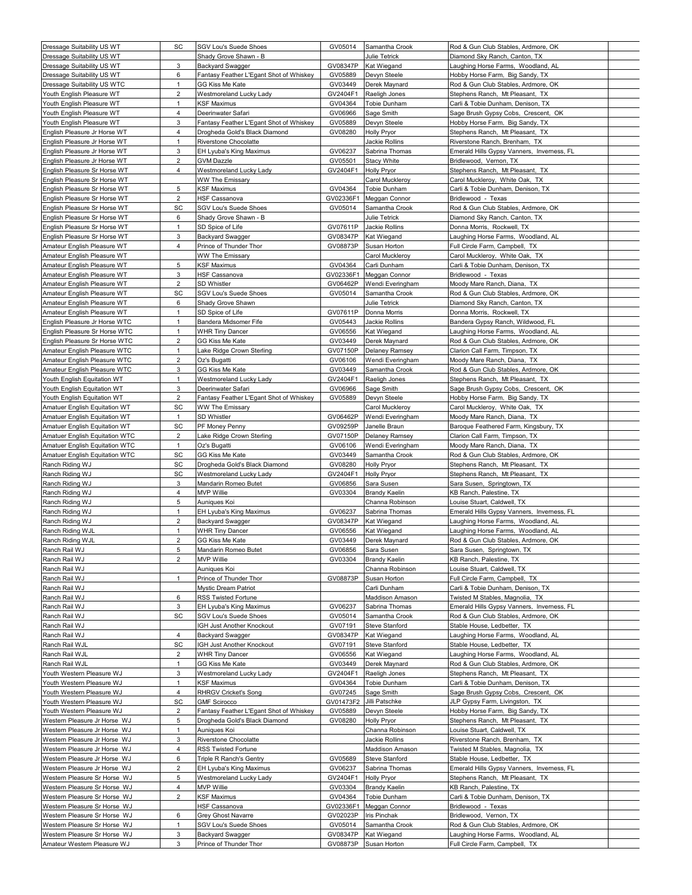| Dressage Suitability US WT | SC | SGV Lou's Suede Shoes | GV05014 | Samantha Crook | Rod & Gun Club Stables, Ardmore, OK | |
|---|---|---|---|---|---|---|
| Dressage Suitability US WT | | Shady Grove Shawn - B | | Julie Tetrick | Diamond Sky Ranch, Canton, TX | |
| Dressage Suitability US WT | 3 | Backyard Swagger | GV08347P | Kat Wiegand | Laughing Horse Farms, Woodland, AL | |
| Dressage Suitability US WT | 6 | Fantasy Feather L'Egant Shot of Whiskey | GV05889 | Devyn Steele | Hobby Horse Farm, Big Sandy, TX | |
| Dressage Suitability US WTC | 1 | GG Kiss Me Kate | GV03449 | Derek Maynard | Rod & Gun Club Stables, Ardmore, OK | |
| Youth English Pleasure WT | 2 | Westmoreland Lucky Lady | GV2404F1 | Raeligh Jones | Stephens Ranch, Mt Pleasant, TX | |
| Youth English Pleasure WT | 1 | KSF Maximus | GV04364 | Tobie Dunham | Carli & Tobie Dunham, Denison, TX | |
| Youth English Pleasure WT | 4 | Deerinwater Safari | GV06966 | Sage Smith | Sage Brush Gypsy Cobs, Crescent, OK | |
| Youth English Pleasure WT | 3 | Fantasy Feather L'Egant Shot of Whiskey | GV05889 | Devyn Steele | Hobby Horse Farm, Big Sandy, TX | |
| English Pleasure Jr Horse WT | 4 | Drogheda Gold's Black Diamond | GV08280 | Holly Pryor | Stephens Ranch, Mt Pleasant, TX | |
| English Pleasure Jr Horse WT | 1 | Riverstone Chocolatte | | Jackie Rollins | Riverstone Ranch, Brenham, TX | |
| English Pleasure Jr Horse WT | 3 | EH Lyuba's King Maximus | GV06237 | Sabrina Thomas | Emerald Hills Gypsy Vanners, Inverness, FL | |
| English Pleasure Jr Horse WT | 2 | GVM Dazzle | GV05501 | Stacy White | Bridlewood, Vernon, TX | |
| English Pleasure Sr Horse WT | 4 | Westmoreland Lucky Lady | GV2404F1 | Holly Pryor | Stephens Ranch, Mt Pleasant, TX | |
| English Pleasure Sr Horse WT | | WW The Emissary | | Carol Muckleroy | Carol Muckleroy, White Oak, TX | |
| English Pleasure Sr Horse WT | 5 | KSF Maximus | GV04364 | Tobie Dunham | Carli & Tobie Dunham, Denison, TX | |
| English Pleasure Sr Horse WT | 2 | HSF Cassanova | GV02336F1 | Meggan Connor | Bridlewood - Texas | |
| English Pleasure Sr Horse WT | SC | SGV Lou's Suede Shoes | GV05014 | Samantha Crook | Rod & Gun Club Stables, Ardmore, OK | |
| English Pleasure Sr Horse WT | 6 | Shady Grove Shawn - B | | Julie Tetrick | Diamond Sky Ranch, Canton, TX | |
| English Pleasure Sr Horse WT | 1 | SD Spice of Life | GV07611P | Jackie Rollins | Donna Morris, Rockwell, TX | |
| English Pleasure Sr Horse WT | 3 | Backyard Swagger | GV08347P | Kat Wiegand | Laughing Horse Farms, Woodland, AL | |
| Amateur English Pleasure WT | 4 | Prince of Thunder Thor | GV08873P | Susan Horton | Full Circle Farm, Campbell, TX | |
| Amateur English Pleasure WT | | WW The Emissary | | Carol Muckleroy | Carol Muckleroy, White Oak, TX | |
| Amateur English Pleasure WT | 5 | KSF Maximus | GV04364 | Carli Dunham | Carli & Tobie Dunham, Denison, TX | |
| Amateur English Pleasure WT | 3 | HSF Cassanova | GV02336F1 | Meggan Connor | Bridlewood - Texas | |
| Amateur English Pleasure WT | 2 | SD Whistler | GV06462P | Wendi Everingham | Moody Mare Ranch, Diana, TX | |
| Amateur English Pleasure WT | SC | SGV Lou's Suede Shoes | GV05014 | Samantha Crook | Rod & Gun Club Stables, Ardmore, OK | |
| Amateur English Pleasure WT | 6 | Shady Grove Shawn | | Julie Tetrick | Diamond Sky Ranch, Canton, TX | |
| Amateur English Pleasure WT | 1 | SD Spice of Life | GV07611P | Donna Morris | Donna Morris, Rockwell, TX | |
| English Pleasure Jr Horse WTC | 1 | Bandera Midsomer Fife | GV05443 | Jackie Rollins | Bandera Gypsy Ranch, Wildwood, FL | |
| English Pleasure Sr Horse WTC | 1 | WHR Tiny Dancer | GV06556 | Kat Wiegand | Laughing Horse Farms, Woodland, AL | |
| English Pleasure Sr Horse WTC | 2 | GG Kiss Me Kate | GV03449 | Derek Maynard | Rod & Gun Club Stables, Ardmore, OK | |
| Amateur English Pleasure WTC | 1 | Lake Ridge Crown Sterling | GV07150P | Delaney Ramsey | Clarion Call Farm, Timpson, TX | |
| Amateur English Pleasure WTC | 2 | Oz's Bugatti | GV06106 | Wendi Everingham | Moody Mare Ranch, Diana, TX | |
| Amateur English Pleasure WTC | 3 | GG Kiss Me Kate | GV03449 | Samantha Crook | Rod & Gun Club Stables, Ardmore, OK | |
| Youth English Equitation WT | 1 | Westmoreland Lucky Lady | GV2404F1 | Raeligh Jones | Stephens Ranch, Mt Pleasant, TX | |
| Youth English Equitation WT | 3 | Deerinwater Safari | GV06966 | Sage Smith | Sage Brush Gypsy Cobs, Crescent, OK | |
| Youth English Equitation WT | 2 | Fantasy Feather L'Egant Shot of Whiskey | GV05889 | Devyn Steele | Hobby Horse Farm, Big Sandy, TX | |
| Amatuer English Equitation WT | SC | WW The Emissary | | Carol Muckleroy | Carol Muckleroy, White Oak, TX | |
| Amatuer English Equitation WT | 1 | SD Whistler | GV06462P | Wendi Everingham | Moody Mare Ranch, Diana, TX | |
| Amatuer English Equitation WT | SC | PF Money Penny | GV09259P | Janelle Braun | Baroque Feathered Farm, Kingsbury, TX | |
| Amatuer English Equitation WTC | 2 | Lake Ridge Crown Sterling | GV07150P | Delaney Ramsey | Clarion Call Farm, Timpson, TX | |
| Amatuer English Equitation WTC | 1 | Oz's Bugatti | GV06106 | Wendi Everingham | Moody Mare Ranch, Diana, TX | |
| Amatuer English Equitation WTC | SC | GG Kiss Me Kate | GV03449 | Samantha Crook | Rod & Gun Club Stables, Ardmore, OK | |
| Ranch Riding WJ | SC | Drogheda Gold's Black Diamond | GV08280 | Holly Pryor | Stephens Ranch, Mt Pleasant, TX | |
| Ranch Riding WJ | SC | Westmoreland Lucky Lady | GV2404F1 | Holly Pryor | Stephens Ranch, Mt Pleasant, TX | |
| Ranch Riding WJ | 3 | Mandarin Romeo Butet | GV06856 | Sara Susen | Sara Susen, Springtown, TX | |
| Ranch Riding WJ | 4 | MVP Willie | GV03304 | Brandy Kaelin | KB Ranch, Palestine, TX | |
| Ranch Riding WJ | 5 | Auniques Koi | | Channa Robinson | Louise Stuart, Caldwell, TX | |
| Ranch Riding WJ | 1 | EH Lyuba's King Maximus | GV06237 | Sabrina Thomas | Emerald Hills Gypsy Vanners, Inverness, FL | |
| Ranch Riding WJ | 2 | Backyard Swagger | GV08347P | Kat Wiegand | Laughing Horse Farms, Woodland, AL | |
| Ranch Riding WJL | 1 | WHR Tiny Dancer | GV06556 | Kat Wiegand | Laughing Horse Farms, Woodland, AL | |
| Ranch Riding WJL | 2 | GG Kiss Me Kate | GV03449 | Derek Maynard | Rod & Gun Club Stables, Ardmore, OK | |
| Ranch Rail WJ | 5 | Mandarin Romeo Butet | GV06856 | Sara Susen | Sara Susen, Springtown, TX | |
| Ranch Rail WJ | 2 | MVP Willie | GV03304 | Brandy Kaelin | KB Ranch, Palestine, TX | |
| Ranch Rail WJ | | Auniques Koi | | Channa Robinson | Louise Stuart, Caldwell, TX | |
| Ranch Rail WJ | 1 | Prince of Thunder Thor | GV08873P | Susan Horton | Full Circle Farm, Campbell, TX | |
| Ranch Rail WJ | | Mystic Dream Patriot | | Carli Dunham | Carli & Tobie Dunham, Denison, TX | |
| Ranch Rail WJ | 6 | RSS Twisted Fortune | | Maddison Amason | Twisted M Stables, Magnolia, TX | |
| Ranch Rail WJ | 3 | EH Lyuba's King Maximus | GV06237 | Sabrina Thomas | Emerald Hills Gypsy Vanners, Inverness, FL | |
| Ranch Rail WJ | SC | SGV Lou's Suede Shoes | GV05014 | Samantha Crook | Rod & Gun Club Stables, Ardmore, OK | |
| Ranch Rail WJ | | IGH Just Another Knockout | GV07191 | Steve Stanford | Stable House, Ledbetter, TX | |
| Ranch Rail WJ | 4 | Backyard Swagger | GV08347P | Kat Wiegand | Laughing Horse Farms, Woodland, AL | |
| Ranch Rail WJL | SC | IGH Just Another Knockout | GV07191 | Steve Stanford | Stable House, Ledbetter, TX | |
| Ranch Rail WJL | 2 | WHR Tiny Dancer | GV06556 | Kat Wiegand | Laughing Horse Farms, Woodland, AL | |
| Ranch Rail WJL | 1 | GG Kiss Me Kate | GV03449 | Derek Maynard | Rod & Gun Club Stables, Ardmore, OK | |
| Youth Western Pleasure WJ | 3 | Westmoreland Lucky Lady | GV2404F1 | Raeligh Jones | Stephens Ranch, Mt Pleasant, TX | |
| Youth Western Pleasure WJ | 1 | KSF Maximus | GV04364 | Tobie Dunham | Carli & Tobie Dunham, Denison, TX | |
| Youth Western Pleasure WJ | 4 | RHRGV Cricket's Song | GV07245 | Sage Smith | Sage Brush Gypsy Cobs, Crescent, OK | |
| Youth Western Pleasure WJ | SC | GMF Scirocco | GV01473F2 | Jilli Patschke | JLP Gypsy Farm, Livingston, TX | |
| Youth Western Pleasure WJ | 2 | Fantasy Feather L'Egant Shot of Whiskey | GV05889 | Devyn Steele | Hobby Horse Farm, Big Sandy, TX | |
| Western Pleasure Jr Horse WJ | 5 | Drogheda Gold's Black Diamond | GV08280 | Holly Pryor | Stephens Ranch, Mt Pleasant, TX | |
| Western Pleasure Jr Horse WJ | 1 | Auniques Koi | | Channa Robinson | Louise Stuart, Caldwell, TX | |
| Western Pleasure Jr Horse WJ | 3 | Riverstone Chocolatte | | Jackie Rollins | Riverstone Ranch, Brenham, TX | |
| Western Pleasure Jr Horse WJ | 4 | RSS Twisted Fortune | | Maddison Amason | Twisted M Stables, Magnolia, TX | |
| Western Pleasure Jr Horse WJ | 6 | Triple R Ranch's Gentry | GV05689 | Steve Stanford | Stable House, Ledbetter, TX | |
| Western Pleasure Jr Horse WJ | 2 | EH Lyuba's King Maximus | GV06237 | Sabrina Thomas | Emerald Hills Gypsy Vanners, Inverness, FL | |
| Western Pleasure Sr Horse WJ | 5 | Westmoreland Lucky Lady | GV2404F1 | Holly Pryor | Stephens Ranch, Mt Pleasant, TX | |
| Western Pleasure Sr Horse WJ | 4 | MVP Willie | GV03304 | Brandy Kaelin | KB Ranch, Palestine, TX | |
| Western Pleasure Sr Horse WJ | 2 | KSF Maximus | GV04364 | Tobie Dunham | Carli & Tobie Dunham, Denison, TX | |
| Western Pleasure Sr Horse WJ | | HSF Cassanova | GV02336F1 | Meggan Connor | Bridlewood - Texas | |
| Western Pleasure Sr Horse WJ | 6 | Grey Ghost Navarre | GV02023P | Iris Pinchak | Bridlewood, Vernon, TX | |
| Western Pleasure Sr Horse WJ | 1 | SGV Lou's Suede Shoes | GV05014 | Samantha Crook | Rod & Gun Club Stables, Ardmore, OK | |
| Western Pleasure Sr Horse WJ | 3 | Backyard Swagger | GV08347P | Kat Wiegand | Laughing Horse Farms, Woodland, AL | |
| Amateur Western Pleasure WJ | 3 | Prince of Thunder Thor | GV08873P | Susan Horton | Full Circle Farm, Campbell, TX | |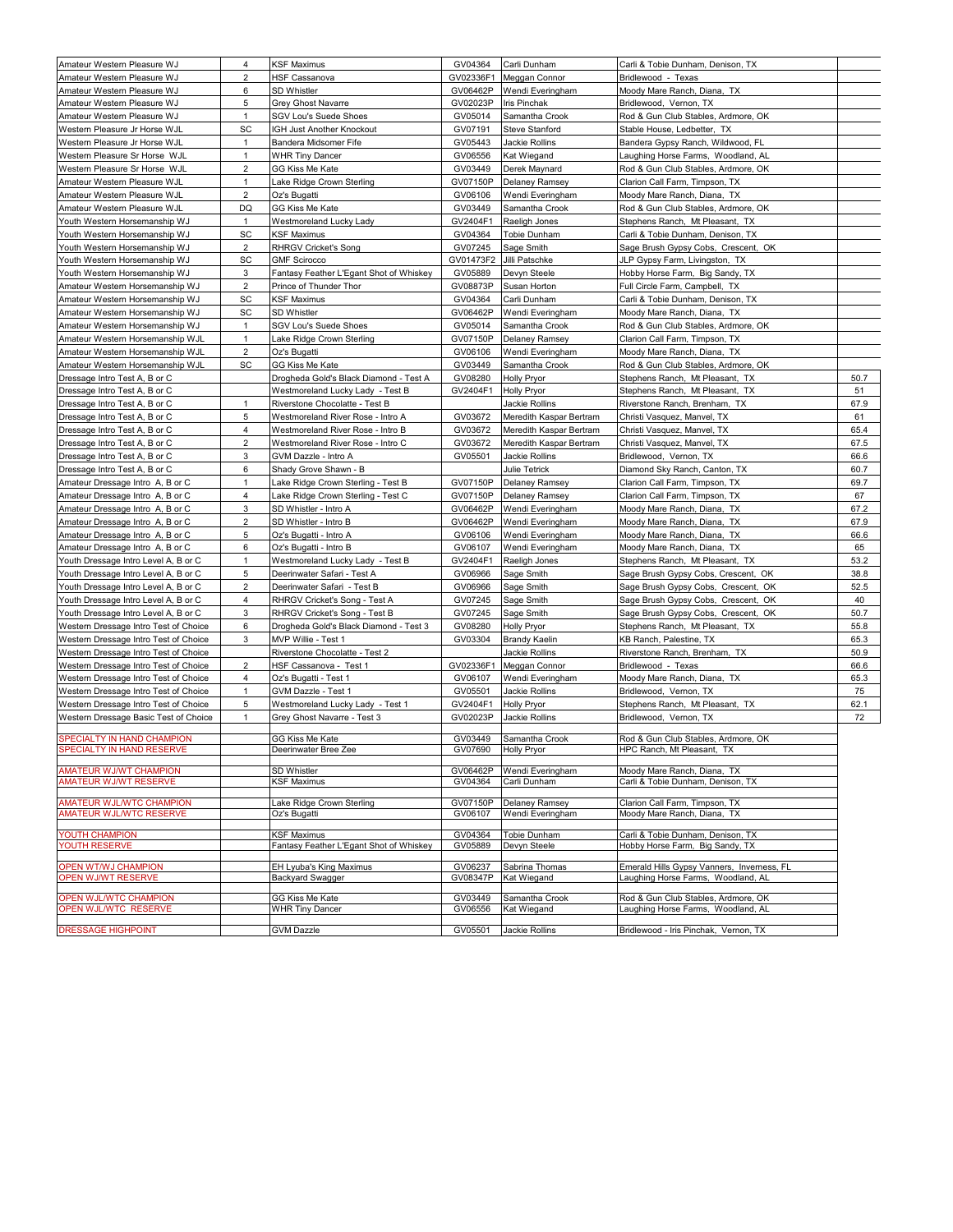| | | | | | | |
|---|---|---|---|---|---|---|
| Amateur Western Pleasure WJ | 4 | KSF Maximus | GV04364 | Carli Dunham | Carli & Tobie Dunham, Denison, TX | |
| Amateur Western Pleasure WJ | 2 | HSF Cassanova | GV02336F1 | Meggan Connor | Bridlewood - Texas | |
| Amateur Western Pleasure WJ | 6 | SD Whistler | GV06462P | Wendi Everingham | Moody Mare Ranch, Diana, TX | |
| Amateur Western Pleasure WJ | 5 | Grey Ghost Navarre | GV02023P | Iris Pinchak | Bridlewood, Vernon, TX | |
| Amateur Western Pleasure WJ | 1 | SGV Lou's Suede Shoes | GV05014 | Samantha Crook | Rod & Gun Club Stables, Ardmore, OK | |
| Western Pleasure Jr Horse WJL | SC | IGH Just Another Knockout | GV07191 | Steve Stanford | Stable House, Ledbetter, TX | |
| Western Pleasure Jr Horse WJL | 1 | Bandera Midsomer Fife | GV05443 | Jackie Rollins | Bandera Gypsy Ranch, Wildwood, FL | |
| Western Pleasure Sr Horse WJL | 1 | WHR Tiny Dancer | GV06556 | Kat Wiegand | Laughing Horse Farms, Woodland, AL | |
| Western Pleasure Sr Horse WJL | 2 | GG Kiss Me Kate | GV03449 | Derek Maynard | Rod & Gun Club Stables, Ardmore, OK | |
| Amateur Western Pleasure WJL | 1 | Lake Ridge Crown Sterling | GV07150P | Delaney Ramsey | Clarion Call Farm, Timpson, TX | |
| Amateur Western Pleasure WJL | 2 | Oz's Bugatti | GV06106 | Wendi Everingham | Moody Mare Ranch, Diana, TX | |
| Amateur Western Pleasure WJL | DQ | GG Kiss Me Kate | GV03449 | Samantha Crook | Rod & Gun Club Stables, Ardmore, OK | |
| Youth Western Horsemanship WJ | 1 | Westmoreland Lucky Lady | GV2404F1 | Raeligh Jones | Stephens Ranch, Mt Pleasant, TX | |
| Youth Western Horsemanship WJ | SC | KSF Maximus | GV04364 | Tobie Dunham | Carli & Tobie Dunham, Denison, TX | |
| Youth Western Horsemanship WJ | 2 | RHRGV Cricket's Song | GV07245 | Sage Smith | Sage Brush Gypsy Cobs, Crescent, OK | |
| Youth Western Horsemanship WJ | SC | GMF Scirocco | GV01473F2 | Jilli Patschke | JLP Gypsy Farm, Livingston, TX | |
| Youth Western Horsemanship WJ | 3 | Fantasy Feather L'Egant Shot of Whiskey | GV05889 | Devyn Steele | Hobby Horse Farm, Big Sandy, TX | |
| Amateur Western Horsemanship WJ | 2 | Prince of Thunder Thor | GV08873P | Susan Horton | Full Circle Farm, Campbell, TX | |
| Amateur Western Horsemanship WJ | SC | KSF Maximus | GV04364 | Carli Dunham | Carli & Tobie Dunham, Denison, TX | |
| Amateur Western Horsemanship WJ | SC | SD Whistler | GV06462P | Wendi Everingham | Moody Mare Ranch, Diana, TX | |
| Amateur Western Horsemanship WJ | 1 | SGV Lou's Suede Shoes | GV05014 | Samantha Crook | Rod & Gun Club Stables, Ardmore, OK | |
| Amateur Western Horsemanship WJL | 1 | Lake Ridge Crown Sterling | GV07150P | Delaney Ramsey | Clarion Call Farm, Timpson, TX | |
| Amateur Western Horsemanship WJL | 2 | Oz's Bugatti | GV06106 | Wendi Everingham | Moody Mare Ranch, Diana, TX | |
| Amateur Western Horsemanship WJL | SC | GG Kiss Me Kate | GV03449 | Samantha Crook | Rod & Gun Club Stables, Ardmore, OK | |
| Dressage Intro Test A, B or C | | Drogheda Gold's Black Diamond - Test A | GV08280 | Holly Pryor | Stephens Ranch, Mt Pleasant, TX | 50.7 |
| Dressage Intro Test A, B or C | | Westmoreland Lucky Lady - Test B | GV2404F1 | Holly Pryor | Stephens Ranch, Mt Pleasant, TX | 51 |
| Dressage Intro Test A, B or C | 1 | Riverstone Chocolatte - Test B | | Jackie Rollins | Riverstone Ranch, Brenham, TX | 67.9 |
| Dressage Intro Test A, B or C | 5 | Westmoreland River Rose - Intro A | GV03672 | Meredith Kaspar Bertram | Christi Vasquez, Manvel, TX | 61 |
| Dressage Intro Test A, B or C | 4 | Westmoreland River Rose - Intro B | GV03672 | Meredith Kaspar Bertram | Christi Vasquez, Manvel, TX | 65.4 |
| Dressage Intro Test A, B or C | 2 | Westmoreland River Rose - Intro C | GV03672 | Meredith Kaspar Bertram | Christi Vasquez, Manvel, TX | 67.5 |
| Dressage Intro Test A, B or C | 3 | GVM Dazzle - Intro A | GV05501 | Jackie Rollins | Bridlewood, Vernon, TX | 66.6 |
| Dressage Intro Test A, B or C | 6 | Shady Grove Shawn - B | | Julie Tetrick | Diamond Sky Ranch, Canton, TX | 60.7 |
| Amateur Dressage Intro A, B or C | 1 | Lake Ridge Crown Sterling - Test B | GV07150P | Delaney Ramsey | Clarion Call Farm, Timpson, TX | 69.7 |
| Amateur Dressage Intro A, B or C | 4 | Lake Ridge Crown Sterling - Test C | GV07150P | Delaney Ramsey | Clarion Call Farm, Timpson, TX | 67 |
| Amateur Dressage Intro A, B or C | 3 | SD Whistler - Intro A | GV06462P | Wendi Everingham | Moody Mare Ranch, Diana, TX | 67.2 |
| Amateur Dressage Intro A, B or C | 2 | SD Whistler - Intro B | GV06462P | Wendi Everingham | Moody Mare Ranch, Diana, TX | 67.9 |
| Amateur Dressage Intro A, B or C | 5 | Oz's Bugatti - Intro A | GV06106 | Wendi Everingham | Moody Mare Ranch, Diana, TX | 66.6 |
| Amateur Dressage Intro A, B or C | 6 | Oz's Bugatti - Intro B | GV06107 | Wendi Everingham | Moody Mare Ranch, Diana, TX | 65 |
| Youth Dressage Intro Level A, B or C | 1 | Westmoreland Lucky Lady - Test B | GV2404F1 | Raeligh Jones | Stephens Ranch, Mt Pleasant, TX | 53.2 |
| Youth Dressage Intro Level A, B or C | 5 | Deerinwater Safari - Test A | GV06966 | Sage Smith | Sage Brush Gypsy Cobs, Crescent, OK | 38.8 |
| Youth Dressage Intro Level A, B or C | 2 | Deerinwater Safari - Test B | GV06966 | Sage Smith | Sage Brush Gypsy Cobs, Crescent, OK | 52.5 |
| Youth Dressage Intro Level A, B or C | 4 | RHRGV Cricket's Song - Test A | GV07245 | Sage Smith | Sage Brush Gypsy Cobs, Crescent, OK | 40 |
| Youth Dressage Intro Level A, B or C | 3 | RHRGV Cricket's Song - Test B | GV07245 | Sage Smith | Sage Brush Gypsy Cobs, Crescent, OK | 50.7 |
| Western Dressage Intro Test of Choice | 6 | Drogheda Gold's Black Diamond - Test 3 | GV08280 | Holly Pryor | Stephens Ranch, Mt Pleasant, TX | 55.8 |
| Western Dressage Intro Test of Choice | 3 | MVP Willie - Test 1 | GV03304 | Brandy Kaelin | KB Ranch, Palestine, TX | 65.3 |
| Western Dressage Intro Test of Choice | | Riverstone Chocolatte - Test 2 | | Jackie Rollins | Riverstone Ranch, Brenham, TX | 50.9 |
| Western Dressage Intro Test of Choice | 2 | HSF Cassanova - Test 1 | GV02336F1 | Meggan Connor | Bridlewood - Texas | 66.6 |
| Western Dressage Intro Test of Choice | 4 | Oz's Bugatti - Test 1 | GV06107 | Wendi Everingham | Moody Mare Ranch, Diana, TX | 65.3 |
| Western Dressage Intro Test of Choice | 1 | GVM Dazzle - Test 1 | GV05501 | Jackie Rollins | Bridlewood, Vernon, TX | 75 |
| Western Dressage Intro Test of Choice | 5 | Westmoreland Lucky Lady - Test 1 | GV2404F1 | Holly Pryor | Stephens Ranch, Mt Pleasant, TX | 62.1 |
| Western Dressage Basic Test of Choice | 1 | Grey Ghost Navarre - Test 3 | GV02023P | Jackie Rollins | Bridlewood, Vernon, TX | 72 |

| | | | | | |
|---|---|---|---|---|---|
| SPECIALTY IN HAND CHAMPION | | GG Kiss Me Kate | GV03449 | Samantha Crook | Rod & Gun Club Stables, Ardmore, OK |
| SPECIALTY IN HAND RESERVE | | Deerinwater Bree Zee | GV07690 | Holly Pryor | HPC Ranch, Mt Pleasant, TX |
| AMATEUR WJ/WT CHAMPION | | SD Whistler | GV06462P | Wendi Everingham | Moody Mare Ranch, Diana, TX |
| AMATEUR WJ/WT RESERVE | | KSF Maximus | GV04364 | Carli Dunham | Carli & Tobie Dunham, Denison, TX |
| AMATEUR WJL/WTC CHAMPION | | Lake Ridge Crown Sterling | GV07150P | Delaney Ramsey | Clarion Call Farm, Timpson, TX |
| AMATEUR WJL/WTC RESERVE | | Oz's Bugatti | GV06107 | Wendi Everingham | Moody Mare Ranch, Diana, TX |
| YOUTH CHAMPION | | KSF Maximus | GV04364 | Tobie Dunham | Carli & Tobie Dunham, Denison, TX |
| YOUTH RESERVE | | Fantasy Feather L'Egant Shot of Whiskey | GV05889 | Devyn Steele | Hobby Horse Farm, Big Sandy, TX |
| OPEN WT/WJ CHAMPION | | EH Lyuba's King Maximus | GV06237 | Sabrina Thomas | Emerald Hills Gypsy Vanners, Inverness, FL |
| OPEN WJ/WT RESERVE | | Backyard Swagger | GV08347P | Kat Wiegand | Laughing Horse Farms, Woodland, AL |
| OPEN WJL/WTC CHAMPION | | GG Kiss Me Kate | GV03449 | Samantha Crook | Rod & Gun Club Stables, Ardmore, OK |
| OPEN WJL/WTC RESERVE | | WHR Tiny Dancer | GV06556 | Kat Wiegand | Laughing Horse Farms, Woodland, AL |
| DRESSAGE HIGHPOINT | | GVM Dazzle | GV05501 | Jackie Rollins | Bridlewood - Iris Pinchak, Vernon, TX |